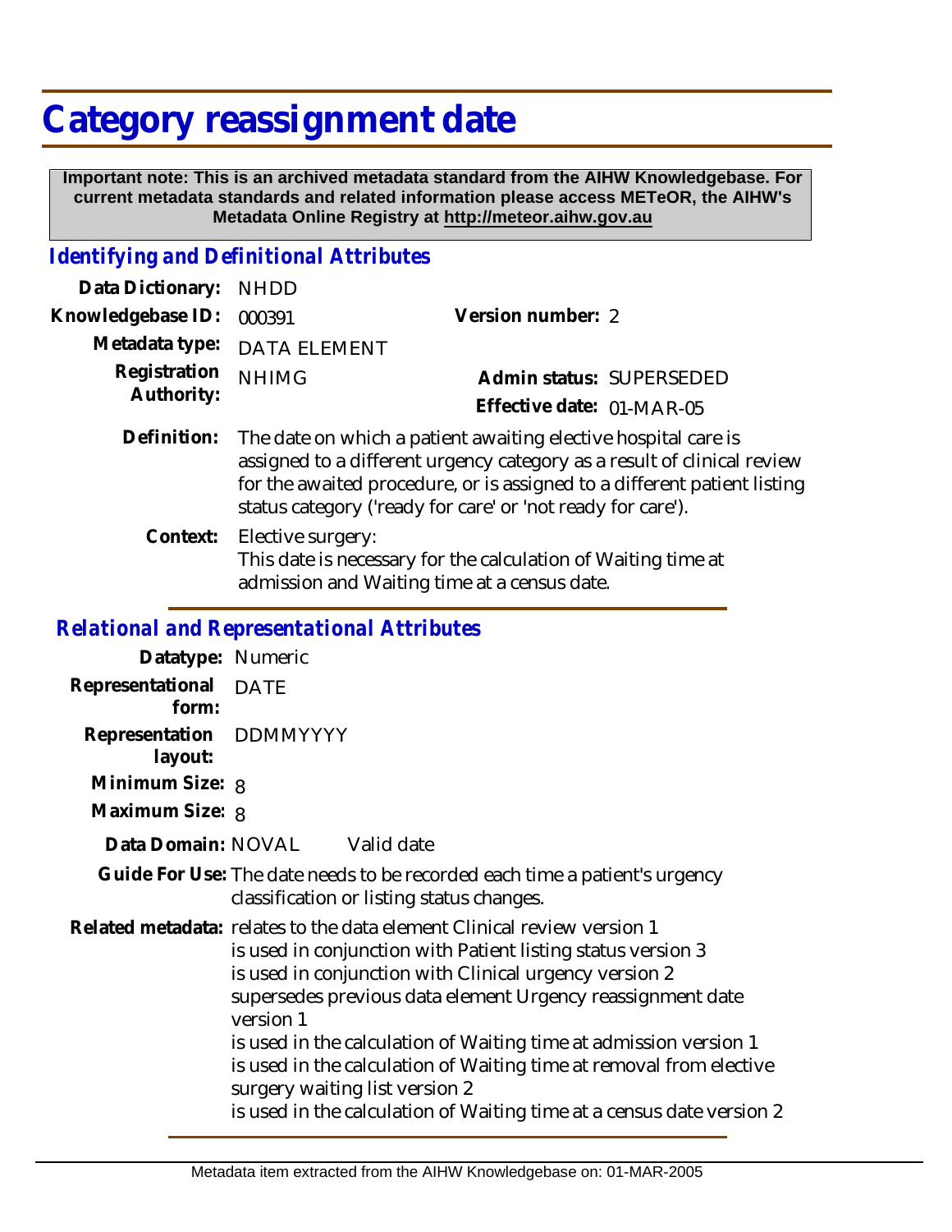# Category reassignment date

**Important note: This is an archived metadata standard from the AIHW Knowledgebase. For current metadata standards and related information please access METeOR, the AIHW's Metadata Online Registry at http://meteor.aihw.gov.au**

## *Identifying and Definitional Attributes*

| | | | |
|---|---|---|---|
| **Data Dictionary:** | NHDD | | |
| **Knowledgebase ID:** | 000391 | **Version number:** | 2 |
| **Metadata type:** | DATA ELEMENT | | |
| **Registration Authority:** | NHIMG | **Admin status:** | SUPERSEDED |
| | | **Effective date:** | 01-MAR-05 |

**Definition:** The date on which a patient awaiting elective hospital care is assigned to a different urgency category as a result of clinical review for the awaited procedure, or is assigned to a different patient listing status category ('ready for care' or 'not ready for care').

**Context:** Elective surgery:
This date is necessary for the calculation of Waiting time at admission and Waiting time at a census date.

## *Relational and Representational Attributes*

**Datatype:** Numeric

**Representational form:** DATE

**Representation layout:** DDMMYYYY

**Minimum Size:** 8

**Maximum Size:** 8

**Data Domain:** NOVAL Valid date

**Guide For Use:** The date needs to be recorded each time a patient's urgency classification or listing status changes.

**Related metadata:** relates to the data element Clinical review version 1
is used in conjunction with Patient listing status version 3
is used in conjunction with Clinical urgency version 2
supersedes previous data element Urgency reassignment date version 1
is used in the calculation of Waiting time at admission version 1
is used in the calculation of Waiting time at removal from elective surgery waiting list version 2
is used in the calculation of Waiting time at a census date version 2

Metadata item extracted from the AIHW Knowledgebase on: 01-MAR-2005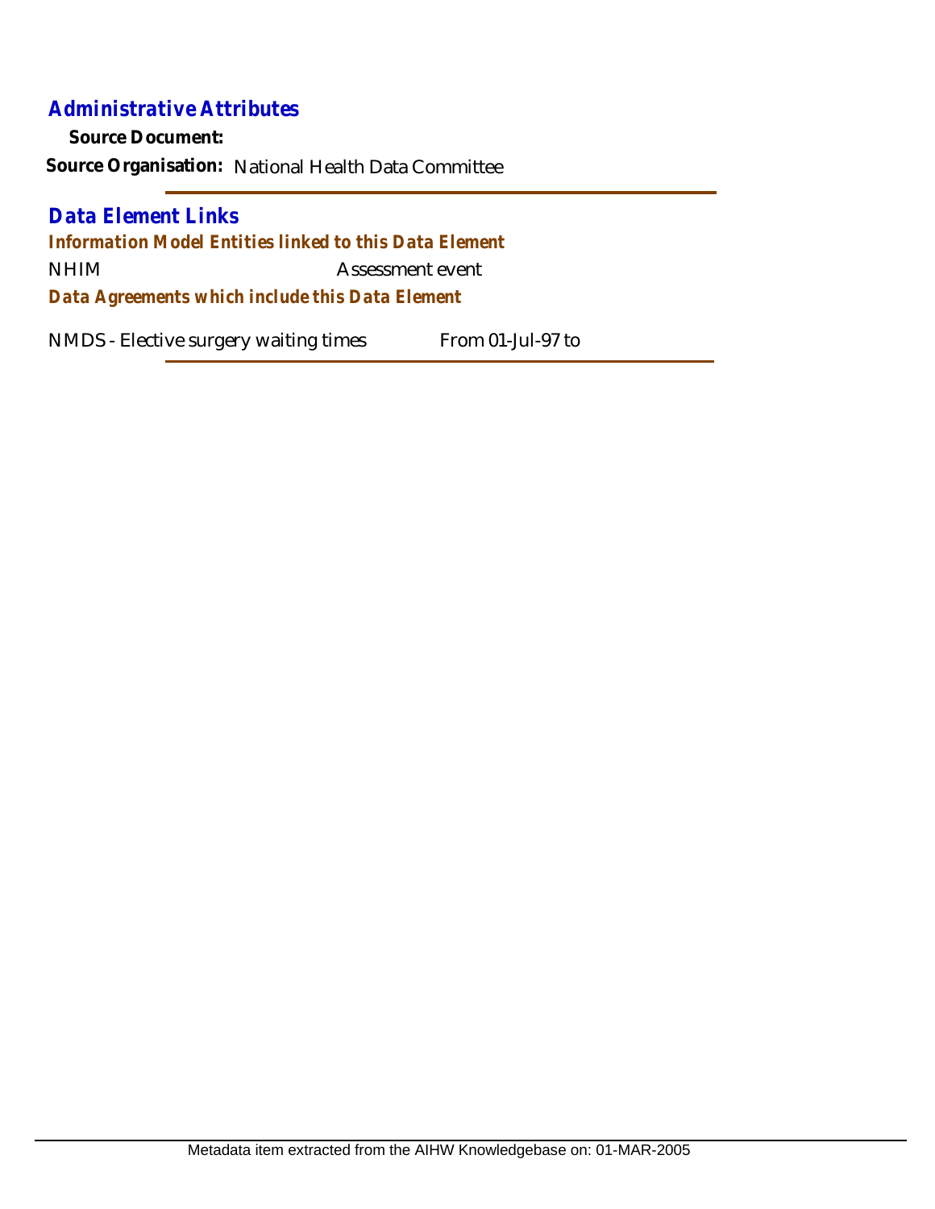## Administrative Attributes

**Source Document:**

**Source Organisation:** National Health Data Committee

## Data Element Links

### *Information Model Entities linked to this Data Element*

NHIM Assessment event

### *Data Agreements which include this Data Element*

NMDS - Elective surgery waiting times From 01-Jul-97 to

Metadata item extracted from the AIHW Knowledgebase on: 01-MAR-2005